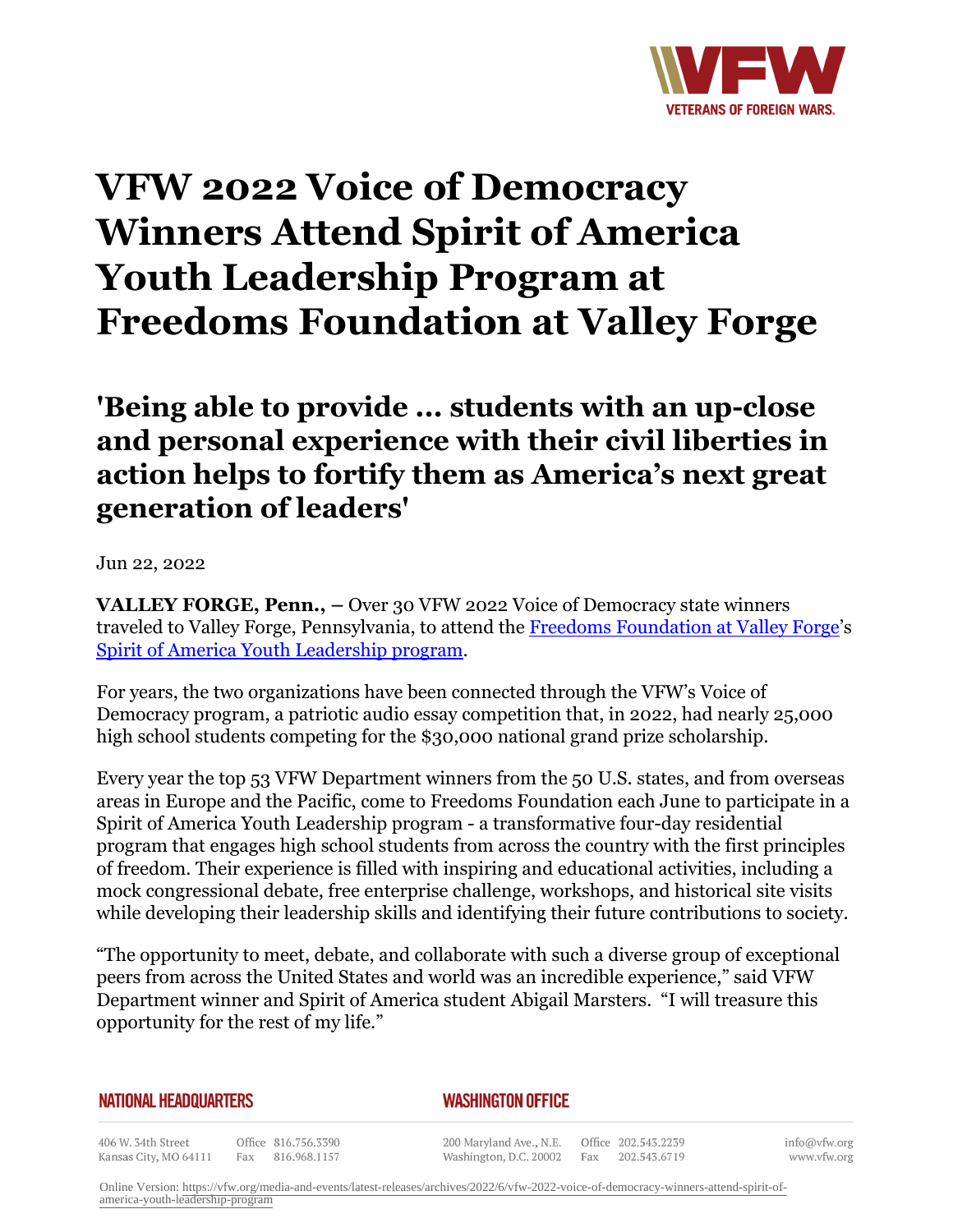# VFW 2022 Voice of Democracy Winners Attend Spirit of America Youth Leadership Program at Freedoms Foundation at Valley Forge

## 'Being able to provide … students with an up-close and personal experience with their civil liberties in action helps to fortify them as America's next great generation of leaders'

Jun 22, 2022

**VALLEY FORGE, Penn., –** Over 30 VFW 2022 Voice of Democracy state winners traveled to Valley Forge, Pennsylvania, to attend the Freedoms Foundation at Valley Forge's Spirit of America Youth Leadership program.

For years, the two organizations have been connected through the VFW's Voice of Democracy program, a patriotic audio essay competition that, in 2022, had nearly 25,000 high school students competing for the $30,000 national grand prize scholarship.

Every year the top 53 VFW Department winners from the 50 U.S. states, and from overseas areas in Europe and the Pacific, come to Freedoms Foundation each June to participate in a Spirit of America Youth Leadership program - a transformative four-day residential program that engages high school students from across the country with the first principles of freedom. Their experience is filled with inspiring and educational activities, including a mock congressional debate, free enterprise challenge, workshops, and historical site visits while developing their leadership skills and identifying their future contributions to society.

"The opportunity to meet, debate, and collaborate with such a diverse group of exceptional peers from across the United States and world was an incredible experience," said VFW Department winner and Spirit of America student Abigail Marsters. "I will treasure this opportunity for the rest of my life."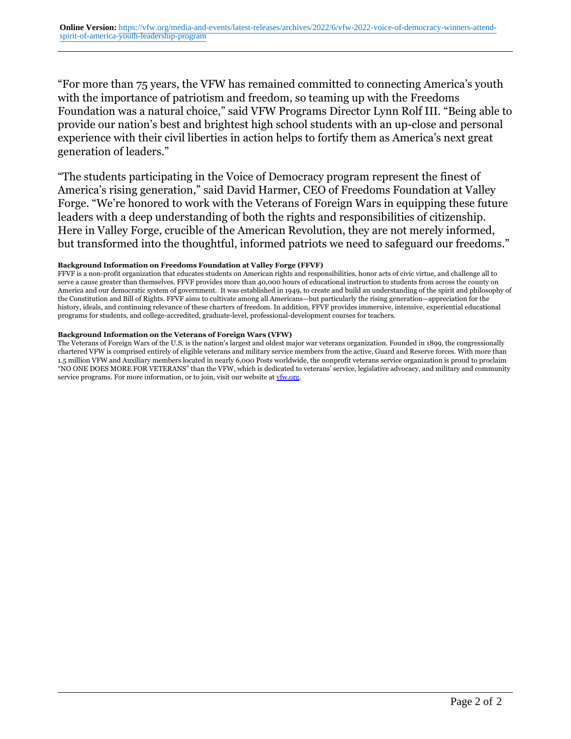**Online Version:** https://vfw.org/media-and-events/latest-releases/archives/2022/6/vfw-2022-voice-of-democracy-winners-attend-spirit-of-america-youth-leadership-program

"For more than 75 years, the VFW has remained committed to connecting America's youth with the importance of patriotism and freedom, so teaming up with the Freedoms Foundation was a natural choice," said VFW Programs Director Lynn Rolf III. "Being able to provide our nation's best and brightest high school students with an up-close and personal experience with their civil liberties in action helps to fortify them as America's next great generation of leaders."

"The students participating in the Voice of Democracy program represent the finest of America's rising generation," said David Harmer, CEO of Freedoms Foundation at Valley Forge. "We're honored to work with the Veterans of Foreign Wars in equipping these future leaders with a deep understanding of both the rights and responsibilities of citizenship. Here in Valley Forge, crucible of the American Revolution, they are not merely informed, but transformed into the thoughtful, informed patriots we need to safeguard our freedoms."

**Background Information on Freedoms Foundation at Valley Forge (FFVF)**

FFVF is a non-profit organization that educates students on American rights and responsibilities, honor acts of civic virtue, and challenge all to serve a cause greater than themselves. FFVF provides more than 40,000 hours of educational instruction to students from across the county on America and our democratic system of government. It was established in 1949, to create and build an understanding of the spirit and philosophy of the Constitution and Bill of Rights. FFVF aims to cultivate among all Americans—but particularly the rising generation—appreciation for the history, ideals, and continuing relevance of these charters of freedom. In addition, FFVF provides immersive, intensive, experiential educational programs for students, and college-accredited, graduate-level, professional-development courses for teachers.

**Background Information on the Veterans of Foreign Wars (VFW)**

The Veterans of Foreign Wars of the U.S. is the nation's largest and oldest major war veterans organization. Founded in 1899, the congressionally chartered VFW is comprised entirely of eligible veterans and military service members from the active, Guard and Reserve forces. With more than 1.5 million VFW and Auxiliary members located in nearly 6,000 Posts worldwide, the nonprofit veterans service organization is proud to proclaim "NO ONE DOES MORE FOR VETERANS" than the VFW, which is dedicated to veterans' service, legislative advocacy, and military and community service programs. For more information, or to join, visit our website at vfw.org.